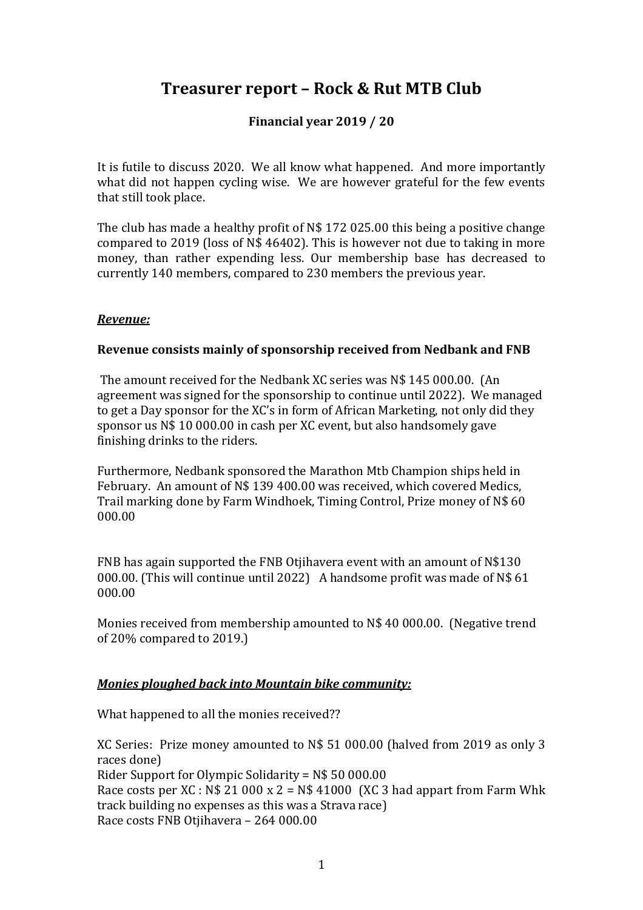# Treasurer report – Rock & Rut MTB Club

### Financial year 2019 / 20

It is futile to discuss 2020. We all know what happened. And more importantly what did not happen cycling wise. We are however grateful for the few events that still took place.

The club has made a healthy profit of N$ 172 025.00 this being a positive change compared to 2019 (loss of N$ 46402). This is however not due to taking in more money, than rather expending less. Our membership base has decreased to currently 140 members, compared to 230 members the previous year.

***Revenue:***

**Revenue consists mainly of sponsorship received from Nedbank and FNB**

The amount received for the Nedbank XC series was N$ 145 000.00. (An agreement was signed for the sponsorship to continue until 2022). We managed to get a Day sponsor for the XC's in form of African Marketing, not only did they sponsor us N$ 10 000.00 in cash per XC event, but also handsomely gave finishing drinks to the riders.

Furthermore, Nedbank sponsored the Marathon Mtb Champion ships held in February. An amount of N$ 139 400.00 was received, which covered Medics, Trail marking done by Farm Windhoek, Timing Control, Prize money of N$ 60 000.00

FNB has again supported the FNB Otjihavera event with an amount of N$130 000.00. (This will continue until 2022) A handsome profit was made of N$ 61 000.00

Monies received from membership amounted to N$ 40 000.00. (Negative trend of 20% compared to 2019.)

***Monies ploughed back into Mountain bike community:***

What happened to all the monies received??

XC Series: Prize money amounted to N$ 51 000.00 (halved from 2019 as only 3 races done)
Rider Support for Olympic Solidarity = N$ 50 000.00
Race costs per XC : N$ 21 000 x 2 = N$ 41000 (XC 3 had appart from Farm Whk track building no expenses as this was a Strava race)
Race costs FNB Otjihavera – 264 000.00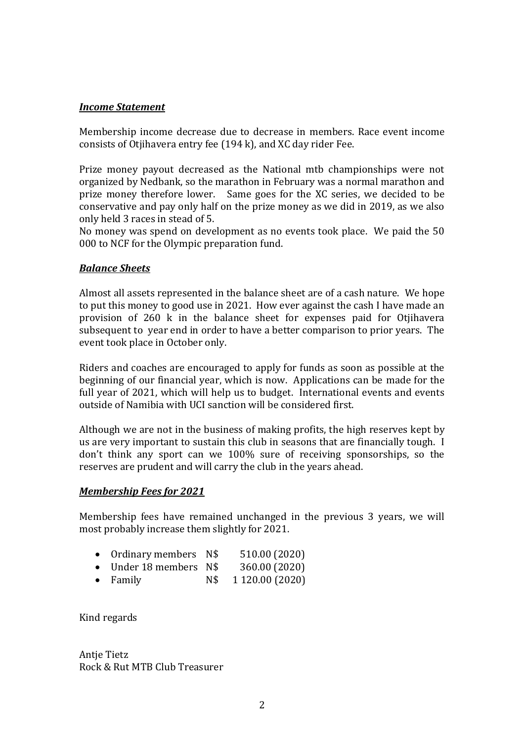***Income Statement***

Membership income decrease due to decrease in members. Race event income consists of Otjihavera entry fee (194 k), and XC day rider Fee.

Prize money payout decreased as the National mtb championships were not organized by Nedbank, so the marathon in February was a normal marathon and prize money therefore lower. Same goes for the XC series, we decided to be conservative and pay only half on the prize money as we did in 2019, as we also only held 3 races in stead of 5.
No money was spend on development as no events took place. We paid the 50 000 to NCF for the Olympic preparation fund.

***Balance Sheets***

Almost all assets represented in the balance sheet are of a cash nature. We hope to put this money to good use in 2021. How ever against the cash I have made an provision of 260 k in the balance sheet for expenses paid for Otjihavera subsequent to year end in order to have a better comparison to prior years. The event took place in October only.

Riders and coaches are encouraged to apply for funds as soon as possible at the beginning of our financial year, which is now. Applications can be made for the full year of 2021, which will help us to budget. International events and events outside of Namibia with UCI sanction will be considered first.

Although we are not in the business of making profits, the high reserves kept by us are very important to sustain this club in seasons that are financially tough. I don't think any sport can we 100% sure of receiving sponsorships, so the reserves are prudent and will carry the club in the years ahead.

***Membership Fees for 2021***

Membership fees have remained unchanged in the previous 3 years, we will most probably increase them slightly for 2021.

- Ordinary members N$ 510.00 (2020)
- Under 18 members N$ 360.00 (2020)
- Family N$ 1 120.00 (2020)

Kind regards

Antje Tietz
Rock & Rut MTB Club Treasurer